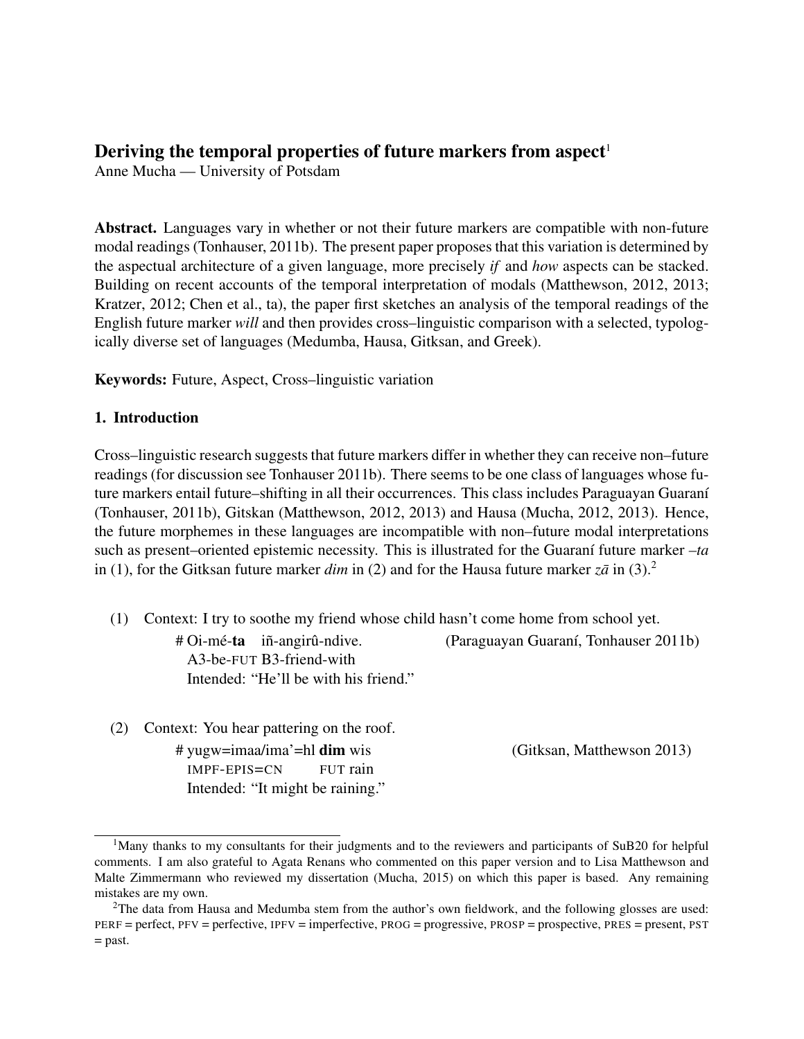# Deriving the temporal properties of future markers from aspect[1]

Anne Mucha — University of Potsdam

**Abstract.** Languages vary in whether or not their future markers are compatible with non-future modal readings (Tonhauser, 2011b). The present paper proposes that this variation is determined by the aspectual architecture of a given language, more precisely *if* and *how* aspects can be stacked. Building on recent accounts of the temporal interpretation of modals (Matthewson, 2012, 2013; Kratzer, 2012; Chen et al., ta), the paper first sketches an analysis of the temporal readings of the English future marker *will* and then provides cross–linguistic comparison with a selected, typologically diverse set of languages (Medumba, Hausa, Gitksan, and Greek).

**Keywords:** Future, Aspect, Cross–linguistic variation

## 1. Introduction

Cross–linguistic research suggests that future markers differ in whether they can receive non–future readings (for discussion see Tonhauser 2011b). There seems to be one class of languages whose future markers entail future–shifting in all their occurrences. This class includes Paraguayan Guaraní (Tonhauser, 2011b), Gitskan (Matthewson, 2012, 2013) and Hausa (Mucha, 2012, 2013). Hence, the future morphemes in these languages are incompatible with non–future modal interpretations such as present–oriented epistemic necessity. This is illustrated for the Guaraní future marker *–ta* in (1), for the Gitksan future marker *dim* in (2) and for the Hausa future marker *zā* in (3).[2]

(1) Context: I try to soothe my friend whose child hasn't come home from school yet.

# Oi-mé-**ta** iñ-angirû-ndive. (Paraguayan Guaraní, Tonhauser 2011b)
A3-be-FUT B3-friend-with
Intended: "He'll be with his friend."

(2) Context: You hear pattering on the roof.

# yugw=imaa/ima'=hl **dim** wis (Gitksan, Matthewson 2013)
IMPF-EPIS=CN FUT rain
Intended: "It might be raining."

---

[1] Many thanks to my consultants for their judgments and to the reviewers and participants of SuB20 for helpful comments. I am also grateful to Agata Renans who commented on this paper version and to Lisa Matthewson and Malte Zimmermann who reviewed my dissertation (Mucha, 2015) on which this paper is based. Any remaining mistakes are my own.

[2] The data from Hausa and Medumba stem from the author's own fieldwork, and the following glosses are used: PERF = perfect, PFV = perfective, IPFV = imperfective, PROG = progressive, PROSP = prospective, PRES = present, PST = past.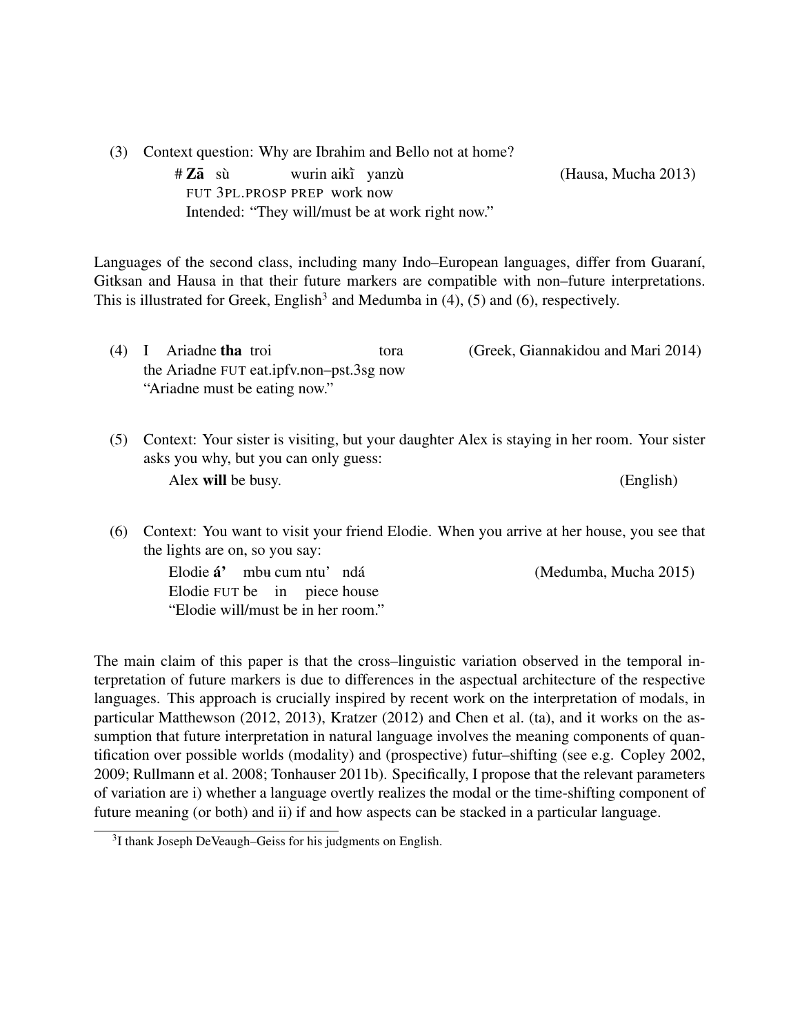(3) Context question: Why are Ibrahim and Bello not at home?

    # **Zā** sù wurin aikì yanzù (Hausa, Mucha 2013)
    FUT 3PL.PROSP PREP work now
    Intended: "They will/must be at work right now."

Languages of the second class, including many Indo–European languages, differ from Guaraní, Gitksan and Hausa in that their future markers are compatible with non–future interpretations. This is illustrated for Greek, English[3] and Medumba in (4), (5) and (6), respectively.

(4) I Ariadne **tha** troi tora (Greek, Giannakidou and Mari 2014)
    the Ariadne FUT eat.ipfv.non–pst.3sg now
    "Ariadne must be eating now."

(5) Context: Your sister is visiting, but your daughter Alex is staying in her room. Your sister asks you why, but you can only guess:

    Alex **will** be busy. (English)

(6) Context: You want to visit your friend Elodie. When you arrive at her house, you see that the lights are on, so you say:

    Elodie **á'** mbʉ cum ntu' ndá (Medumba, Mucha 2015)
    Elodie FUT be in piece house
    "Elodie will/must be in her room."

The main claim of this paper is that the cross–linguistic variation observed in the temporal interpretation of future markers is due to differences in the aspectual architecture of the respective languages. This approach is crucially inspired by recent work on the interpretation of modals, in particular Matthewson (2012, 2013), Kratzer (2012) and Chen et al. (ta), and it works on the assumption that future interpretation in natural language involves the meaning components of quantification over possible worlds (modality) and (prospective) futur–shifting (see e.g. Copley 2002, 2009; Rullmann et al. 2008; Tonhauser 2011b). Specifically, I propose that the relevant parameters of variation are i) whether a language overtly realizes the modal or the time-shifting component of future meaning (or both) and ii) if and how aspects can be stacked in a particular language.

[3] I thank Joseph DeVeaugh–Geiss for his judgments on English.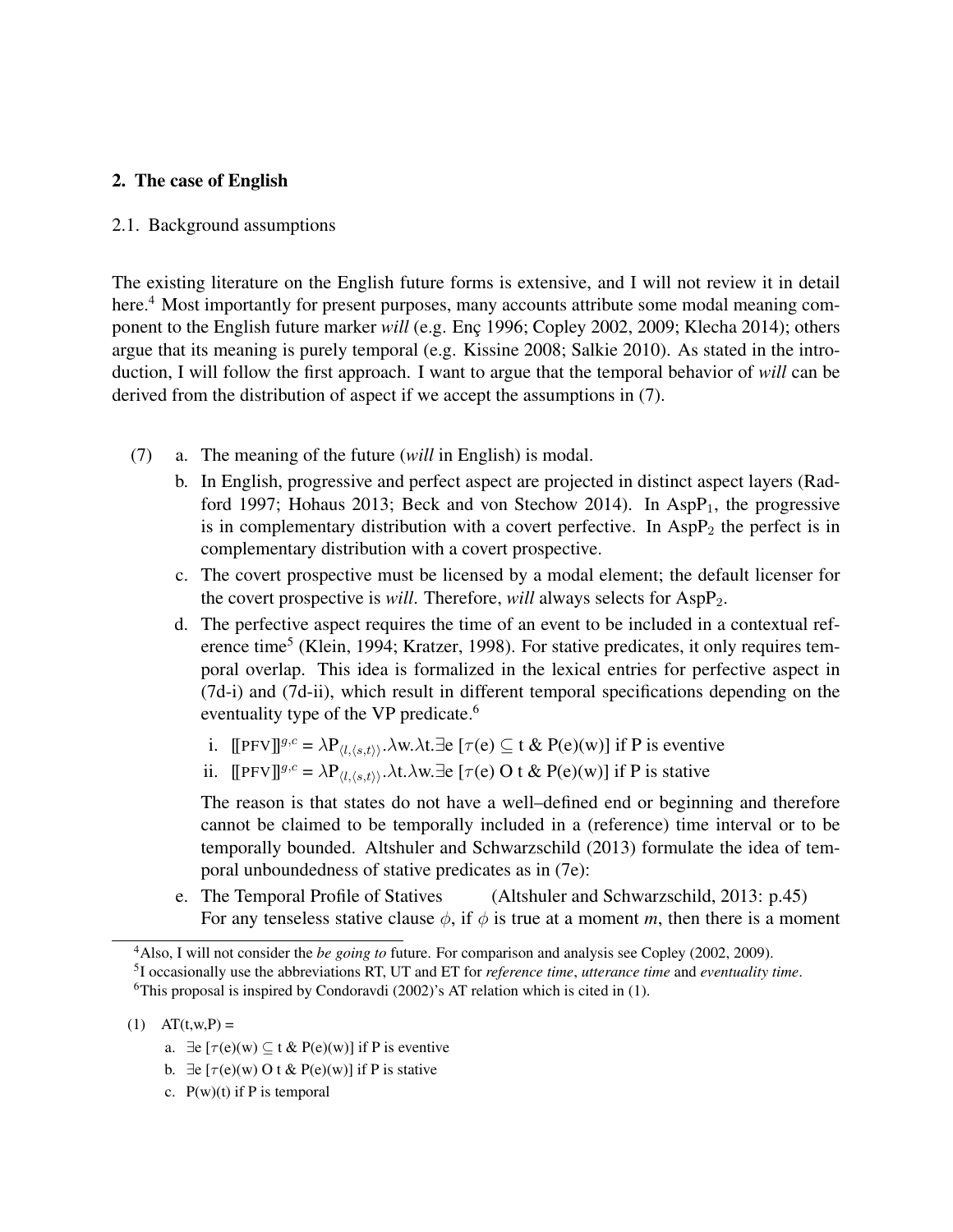## 2. The case of English

### 2.1. Background assumptions

The existing literature on the English future forms is extensive, and I will not review it in detail here.[4] Most importantly for present purposes, many accounts attribute some modal meaning component to the English future marker *will* (e.g. Enç 1996; Copley 2002, 2009; Klecha 2014); others argue that its meaning is purely temporal (e.g. Kissine 2008; Salkie 2010). As stated in the introduction, I will follow the first approach. I want to argue that the temporal behavior of *will* can be derived from the distribution of aspect if we accept the assumptions in (7).

(7)
a. The meaning of the future (*will* in English) is modal.
b. In English, progressive and perfect aspect are projected in distinct aspect layers (Radford 1997; Hohaus 2013; Beck and von Stechow 2014). In $\text{AspP}_1$, the progressive is in complementary distribution with a covert perfective. In $\text{AspP}_2$ the perfect is in complementary distribution with a covert prospective.
c. The covert prospective must be licensed by a modal element; the default licenser for the covert prospective is *will*. Therefore, *will* always selects for $\text{AspP}_2$.
d. The perfective aspect requires the time of an event to be included in a contextual reference time[5] (Klein, 1994; Kratzer, 1998). For stative predicates, it only requires temporal overlap. This idea is formalized in the lexical entries for perfective aspect in (7d-i) and (7d-ii), which result in different temporal specifications depending on the eventuality type of the VP predicate.[6]

   i. $[\![\text{PFV}]\!]^{g,c} = \lambda P_{\langle l,\langle s,t\rangle\rangle}.\lambda w.\lambda t.\exists e\ [\tau(e) \subseteq t\ \&\ P(e)(w)]$ if P is eventive
   ii. $[\![\text{PFV}]\!]^{g,c} = \lambda P_{\langle l,\langle s,t\rangle\rangle}.\lambda t.\lambda w.\exists e\ [\tau(e)\ \text{O}\ t\ \&\ P(e)(w)]$ if P is stative

   The reason is that states do not have a well–defined end or beginning and therefore cannot be claimed to be temporally included in a (reference) time interval or to be temporally bounded. Altshuler and Schwarzschild (2013) formulate the idea of temporal unboundedness of stative predicates as in (7e):
e. The Temporal Profile of Statives (Altshuler and Schwarzschild, 2013: p.45)
   For any tenseless stative clause $\phi$, if $\phi$ is true at a moment *m*, then there is a moment

---

[4] Also, I will not consider the *be going to* future. For comparison and analysis see Copley (2002, 2009).

[5] I occasionally use the abbreviations RT, UT and ET for *reference time*, *utterance time* and *eventuality time*.

[6] This proposal is inspired by Condoravdi (2002)'s AT relation which is cited in (1).

(1) AT(t,w,P) =
a. $\exists e\ [\tau(e)(w) \subseteq t\ \&\ P(e)(w)]$ if P is eventive
b. $\exists e\ [\tau(e)(w)\ \text{O}\ t\ \&\ P(e)(w)]$ if P is stative
c. $P(w)(t)$ if P is temporal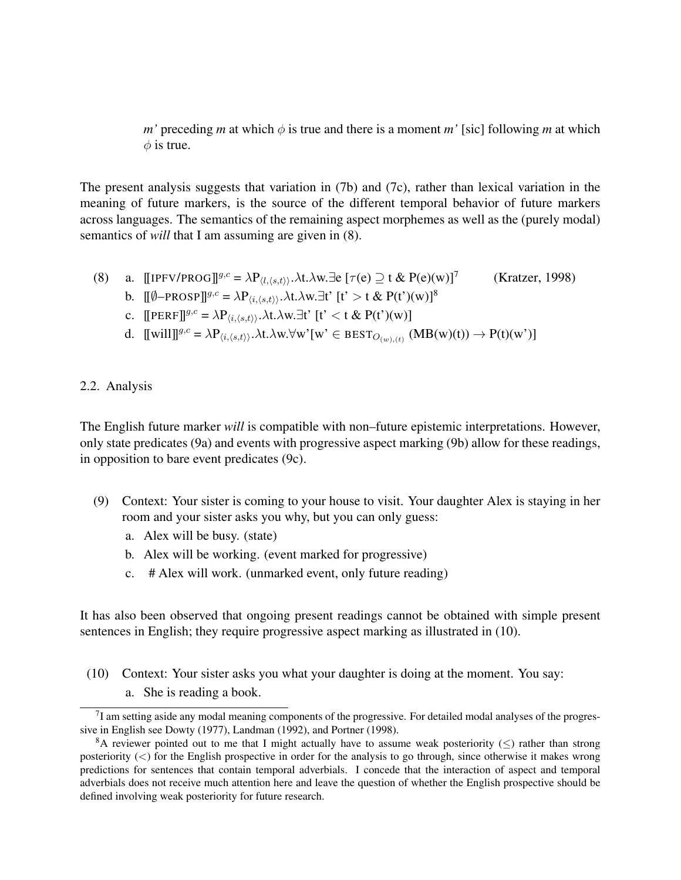*m'* preceding *m* at which $\phi$ is true and there is a moment *m'* [sic] following *m* at which $\phi$ is true.

The present analysis suggests that variation in (7b) and (7c), rather than lexical variation in the meaning of future markers, is the source of the different temporal behavior of future markers across languages. The semantics of the remaining aspect morphemes as well as the (purely modal) semantics of *will* that I am assuming are given in (8).

(8) a. $[\![\text{IPFV/PROG}]\!]^{g,c} = \lambda P_{\langle l,\langle s,t\rangle\rangle}.\lambda t.\lambda w.\exists e\ [\tau(e) \supseteq t\ \&\ P(e)(w)]$[7] (Kratzer, 1998)

b. $[\![\emptyset\text{–PROSP}]\!]^{g,c} = \lambda P_{\langle i,\langle s,t\rangle\rangle}.\lambda t.\lambda w.\exists t'\ [t' > t\ \&\ P(t')(w)]$[8]

c. $[\![\text{PERF}]\!]^{g,c} = \lambda P_{\langle i,\langle s,t\rangle\rangle}.\lambda t.\lambda w.\exists t'\ [t' < t\ \&\ P(t')(w)]$

d. $[\![\text{will}]\!]^{g,c} = \lambda P_{\langle i,\langle s,t\rangle\rangle}.\lambda t.\lambda w.\forall w'[w' \in \text{BEST}_{O_{(w),(t)}}\ (\text{MB}(w)(t)) \rightarrow P(t)(w')]$

2.2. Analysis

The English future marker *will* is compatible with non–future epistemic interpretations. However, only state predicates (9a) and events with progressive aspect marking (9b) allow for these readings, in opposition to bare event predicates (9c).

(9) Context: Your sister is coming to your house to visit. Your daughter Alex is staying in her room and your sister asks you why, but you can only guess:

a. Alex will be busy. (state)

b. Alex will be working. (event marked for progressive)

c. # Alex will work. (unmarked event, only future reading)

It has also been observed that ongoing present readings cannot be obtained with simple present sentences in English; they require progressive aspect marking as illustrated in (10).

(10) Context: Your sister asks you what your daughter is doing at the moment. You say:

a. She is reading a book.

[7] I am setting aside any modal meaning components of the progressive. For detailed modal analyses of the progressive in English see Dowty (1977), Landman (1992), and Portner (1998).

[8] A reviewer pointed out to me that I might actually have to assume weak posteriority ($\leq$) rather than strong posteriority ($<$) for the English prospective in order for the analysis to go through, since otherwise it makes wrong predictions for sentences that contain temporal adverbials. I concede that the interaction of aspect and temporal adverbials does not receive much attention here and leave the question of whether the English prospective should be defined involving weak posteriority for future research.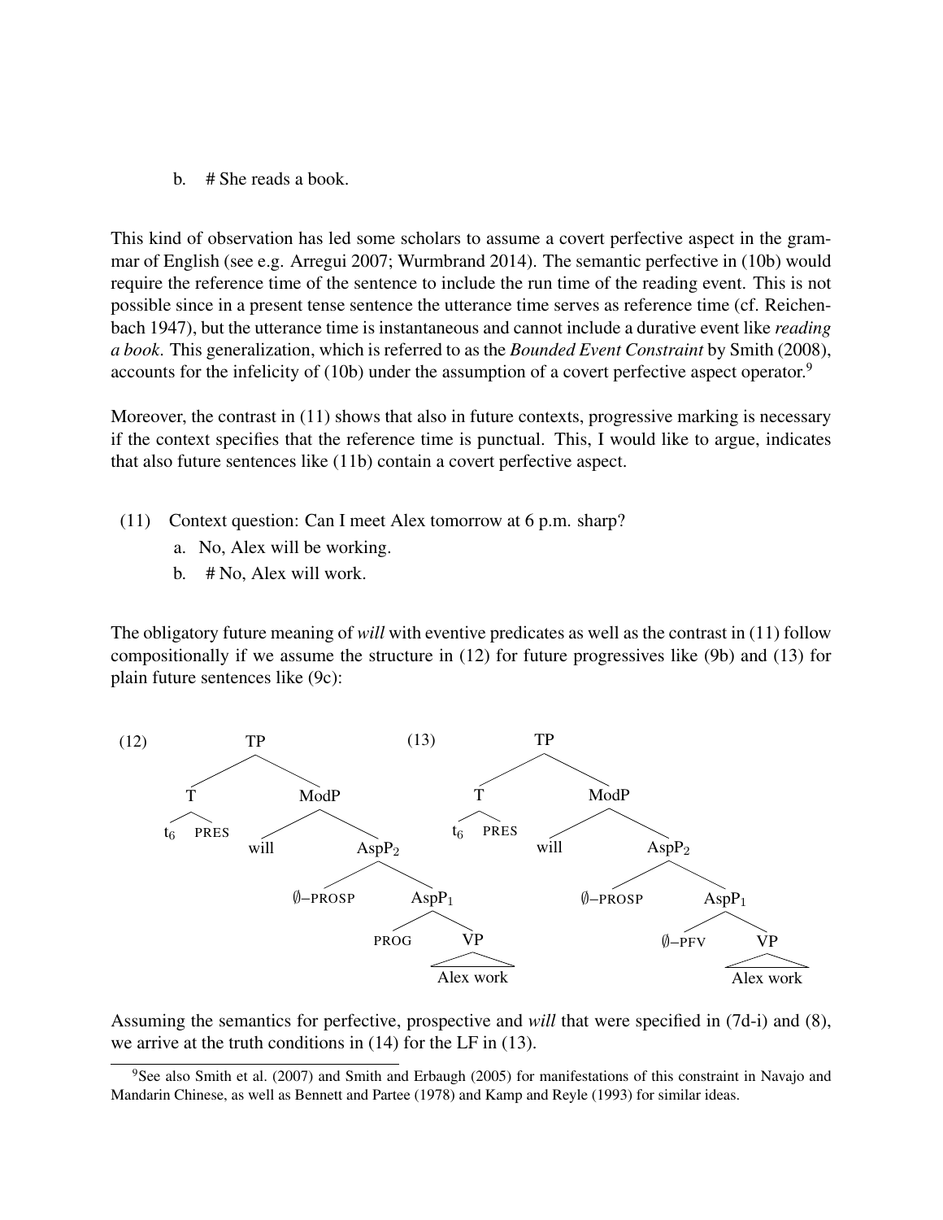b. # She reads a book.

This kind of observation has led some scholars to assume a covert perfective aspect in the grammar of English (see e.g. Arregui 2007; Wurmbrand 2014). The semantic perfective in (10b) would require the reference time of the sentence to include the run time of the reading event. This is not possible since in a present tense sentence the utterance time serves as reference time (cf. Reichenbach 1947), but the utterance time is instantaneous and cannot include a durative event like *reading a book*. This generalization, which is referred to as the *Bounded Event Constraint* by Smith (2008), accounts for the infelicity of (10b) under the assumption of a covert perfective aspect operator.[9]

Moreover, the contrast in (11) shows that also in future contexts, progressive marking is necessary if the context specifies that the reference time is punctual. This, I would like to argue, indicates that also future sentences like (11b) contain a covert perfective aspect.

(11) Context question: Can I meet Alex tomorrow at 6 p.m. sharp?
  a. No, Alex will be working.
  b. # No, Alex will work.

The obligatory future meaning of *will* with eventive predicates as well as the contrast in (11) follow compositionally if we assume the structure in (12) for future progressives like (9b) and (13) for plain future sentences like (9c):

(12) [TP [T $t_6$ PRES] [ModP will [$\text{AspP}_2$ ∅−PROSP [$\text{AspP}_1$ PROG [VP Alex work]]]]]

(13) [TP [T $t_6$ PRES] [ModP will [$\text{AspP}_2$ ∅−PROSP [$\text{AspP}_1$ ∅−PFV [VP Alex work]]]]]

Assuming the semantics for perfective, prospective and *will* that were specified in (7d-i) and (8), we arrive at the truth conditions in (14) for the LF in (13).

[9] See also Smith et al. (2007) and Smith and Erbaugh (2005) for manifestations of this constraint in Navajo and Mandarin Chinese, as well as Bennett and Partee (1978) and Kamp and Reyle (1993) for similar ideas.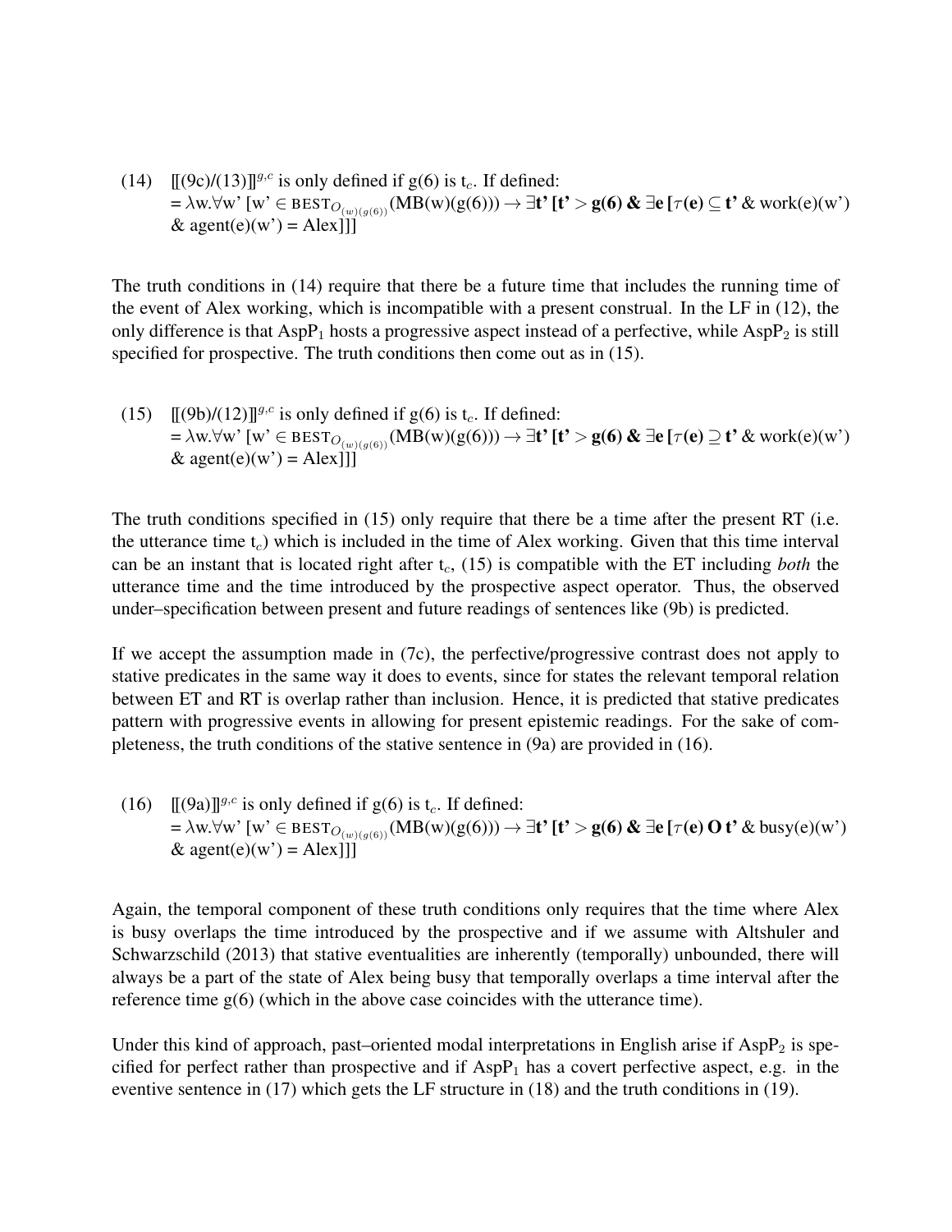(14) $[\![(9c)/(13)]\!]^{g,c}$ is only defined if g(6) is $t_c$. If defined:
$= \lambda w.\forall w'\ [w' \in \text{BEST}_{O_{(w)(g(6))}}(\text{MB}(w)(g(6))) \rightarrow \mathbf{\exists t'\ [t' > g(6)\ \&\ \exists e\ [\tau(e) \subseteq t'}\ \&\ \text{work}(e)(w')\ \&\ \text{agent}(e)(w') = \text{Alex}]]]$

The truth conditions in (14) require that there be a future time that includes the running time of the event of Alex working, which is incompatible with a present construal. In the LF in (12), the only difference is that $\text{AspP}_1$ hosts a progressive aspect instead of a perfective, while $\text{AspP}_2$ is still specified for prospective. The truth conditions then come out as in (15).

(15) $[\![(9b)/(12)]\!]^{g,c}$ is only defined if g(6) is $t_c$. If defined:
$= \lambda w.\forall w'\ [w' \in \text{BEST}_{O_{(w)(g(6))}}(\text{MB}(w)(g(6))) \rightarrow \mathbf{\exists t'\ [t' > g(6)\ \&\ \exists e\ [\tau(e) \supseteq t'}\ \&\ \text{work}(e)(w')\ \&\ \text{agent}(e)(w') = \text{Alex}]]]$

The truth conditions specified in (15) only require that there be a time after the present RT (i.e. the utterance time $t_c$) which is included in the time of Alex working. Given that this time interval can be an instant that is located right after $t_c$, (15) is compatible with the ET including *both* the utterance time and the time introduced by the prospective aspect operator. Thus, the observed under–specification between present and future readings of sentences like (9b) is predicted.

If we accept the assumption made in (7c), the perfective/progressive contrast does not apply to stative predicates in the same way it does to events, since for states the relevant temporal relation between ET and RT is overlap rather than inclusion. Hence, it is predicted that stative predicates pattern with progressive events in allowing for present epistemic readings. For the sake of completeness, the truth conditions of the stative sentence in (9a) are provided in (16).

(16) $[\![(9a)]\!]^{g,c}$ is only defined if g(6) is $t_c$. If defined:
$= \lambda w.\forall w'\ [w' \in \text{BEST}_{O_{(w)(g(6))}}(\text{MB}(w)(g(6))) \rightarrow \mathbf{\exists t'\ [t' > g(6)\ \&\ \exists e\ [\tau(e)\ O\ t'}\ \&\ \text{busy}(e)(w')\ \&\ \text{agent}(e)(w') = \text{Alex}]]]$

Again, the temporal component of these truth conditions only requires that the time where Alex is busy overlaps the time introduced by the prospective and if we assume with Altshuler and Schwarzschild (2013) that stative eventualities are inherently (temporally) unbounded, there will always be a part of the state of Alex being busy that temporally overlaps a time interval after the reference time g(6) (which in the above case coincides with the utterance time).

Under this kind of approach, past–oriented modal interpretations in English arise if $\text{AspP}_2$ is specified for perfect rather than prospective and if $\text{AspP}_1$ has a covert perfective aspect, e.g. in the eventive sentence in (17) which gets the LF structure in (18) and the truth conditions in (19).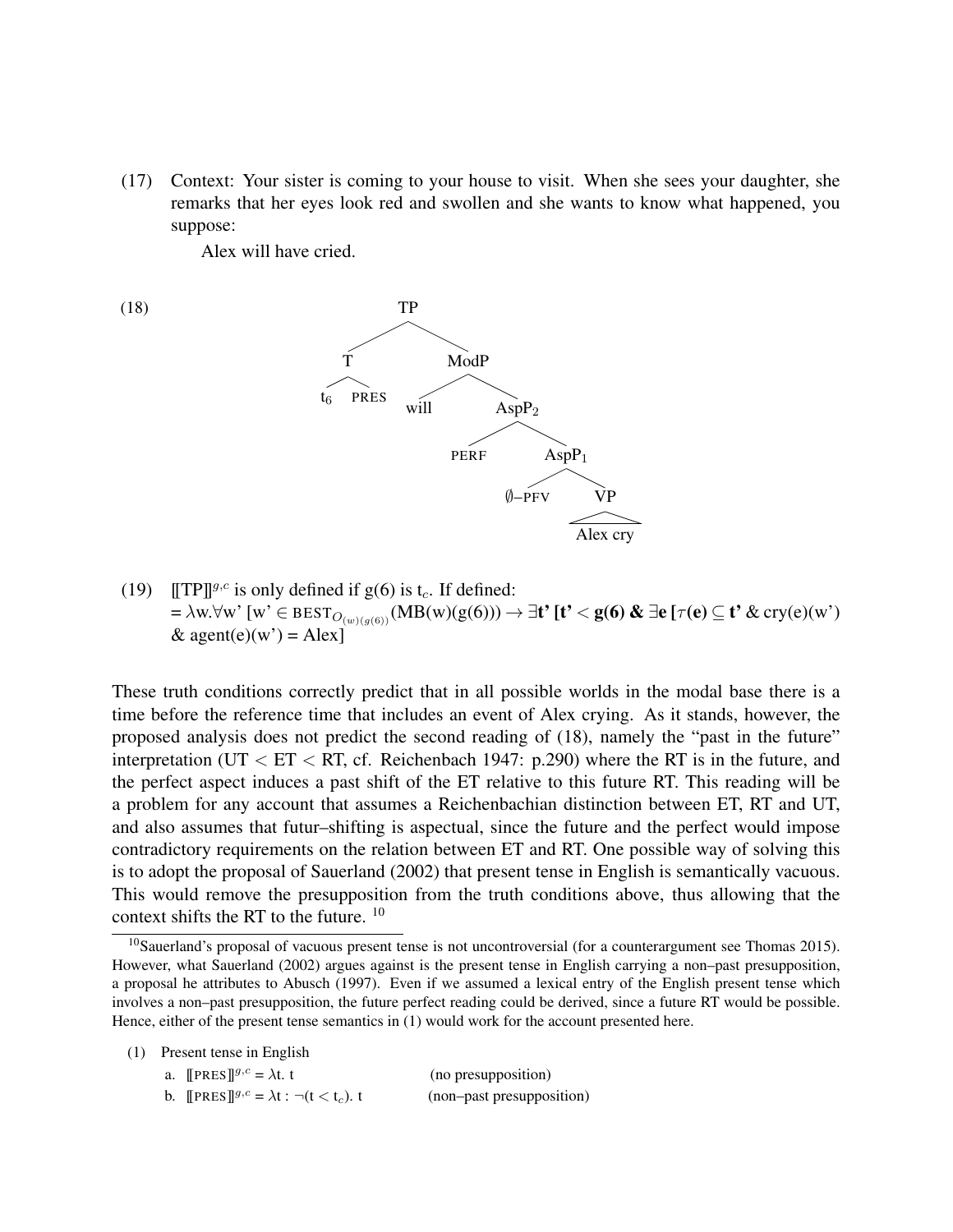(17) Context: Your sister is coming to your house to visit. When she sees your daughter, she remarks that her eyes look red and swollen and she wants to know what happened, you suppose:

> Alex will have cried.

(18)

```
TP
├── T
│   ├── t6
│   └── PRES
└── ModP
    ├── will
    └── AspP2
        ├── PERF
        └── AspP1
            ├── ∅–PFV
            └── VP
                └── Alex cry
```

(19) $[\![\text{TP}]\!]^{g,c}$ is only defined if g(6) is $t_c$. If defined:
$= \lambda w.\forall w'\ [w' \in \text{BEST}_{O_{(w)(g(6))}}(\text{MB}(w)(g(6))) \rightarrow \exists \mathbf{t'}\ [\mathbf{t'} < \mathbf{g(6)}\ \&\ \exists \mathbf{e}\ [\tau(\mathbf{e}) \subseteq \mathbf{t'}\ \&\ \text{cry}(e)(w')\ \&\ \text{agent}(e)(w') = \text{Alex}]$

These truth conditions correctly predict that in all possible worlds in the modal base there is a time before the reference time that includes an event of Alex crying. As it stands, however, the proposed analysis does not predict the second reading of (18), namely the "past in the future" interpretation (UT < ET < RT, cf. Reichenbach 1947: p.290) where the RT is in the future, and the perfect aspect induces a past shift of the ET relative to this future RT. This reading will be a problem for any account that assumes a Reichenbachian distinction between ET, RT and UT, and also assumes that futur–shifting is aspectual, since the future and the perfect would impose contradictory requirements on the relation between ET and RT. One possible way of solving this is to adopt the proposal of Sauerland (2002) that present tense in English is semantically vacuous. This would remove the presupposition from the truth conditions above, thus allowing that the context shifts the RT to the future. [10]

---

[10] Sauerland's proposal of vacuous present tense is not uncontroversial (for a counterargument see Thomas 2015). However, what Sauerland (2002) argues against is the present tense in English carrying a non–past presupposition, a proposal he attributes to Abusch (1997). Even if we assumed a lexical entry of the English present tense which involves a non–past presupposition, the future perfect reading could be derived, since a future RT would be possible. Hence, either of the present tense semantics in (1) would work for the account presented here.

(1) Present tense in English

a. $[\![\text{PRES}]\!]^{g,c} = \lambda t.\ t$ (no presupposition)

b. $[\![\text{PRES}]\!]^{g,c} = \lambda t : \neg(t < t_c).\ t$ (non–past presupposition)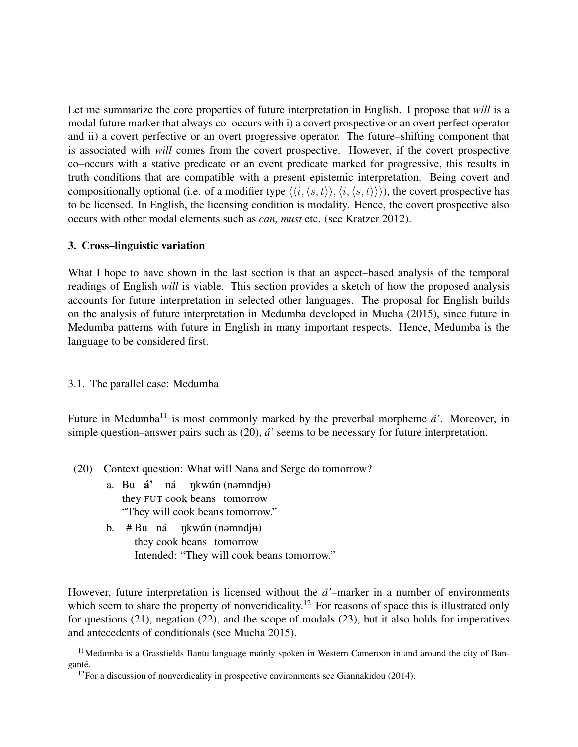Let me summarize the core properties of future interpretation in English. I propose that *will* is a modal future marker that always co–occurs with i) a covert prospective or an overt perfect operator and ii) a covert perfective or an overt progressive operator. The future–shifting component that is associated with *will* comes from the covert prospective. However, if the covert prospective co–occurs with a stative predicate or an event predicate marked for progressive, this results in truth conditions that are compatible with a present epistemic interpretation. Being covert and compositionally optional (i.e. of a modifier type $\langle\langle i, \langle s, t\rangle\rangle, \langle i, \langle s, t\rangle\rangle\rangle$), the covert prospective has to be licensed. In English, the licensing condition is modality. Hence, the covert prospective also occurs with other modal elements such as *can, must* etc. (see Kratzer 2012).

## 3. Cross–linguistic variation

What I hope to have shown in the last section is that an aspect–based analysis of the temporal readings of English *will* is viable. This section provides a sketch of how the proposed analysis accounts for future interpretation in selected other languages. The proposal for English builds on the analysis of future interpretation in Medumba developed in Mucha (2015), since future in Medumba patterns with future in English in many important respects. Hence, Medumba is the language to be considered first.

### 3.1. The parallel case: Medumba

Future in Medumba[11] is most commonly marked by the preverbal morpheme *á'*. Moreover, in simple question–answer pairs such as (20), *á'* seems to be necessary for future interpretation.

(20) Context question: What will Nana and Serge do tomorrow?

a. Bu **á'** ná ŋkwún (nəmndjʉ)
 they FUT cook beans tomorrow
 "They will cook beans tomorrow."

b. # Bu ná ŋkwún (nəmndjʉ)
 they cook beans tomorrow
 Intended: "They will cook beans tomorrow."

However, future interpretation is licensed without the *á'*–marker in a number of environments which seem to share the property of nonveridicality.[12] For reasons of space this is illustrated only for questions (21), negation (22), and the scope of modals (23), but it also holds for imperatives and antecedents of conditionals (see Mucha 2015).

[11] Medumba is a Grassfields Bantu language mainly spoken in Western Cameroon in and around the city of Bangangté.

[12] For a discussion of nonverdicality in prospective environments see Giannakidou (2014).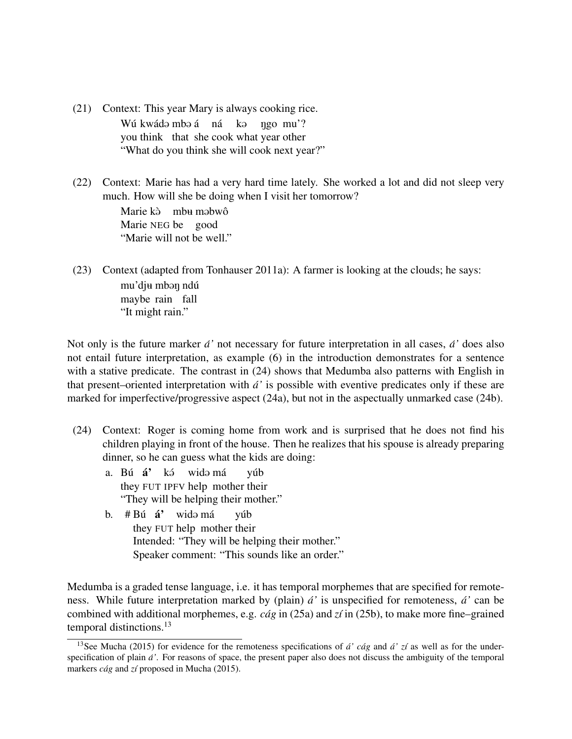(21) Context: This year Mary is always cooking rice.

    Wú kwádə mbə á ná kə ŋgo mu'?
    you think that she cook what year other
    "What do you think she will cook next year?"

(22) Context: Marie has had a very hard time lately. She worked a lot and did not sleep very much. How will she be doing when I visit her tomorrow?

    Marie kə̀ mbʉ məbwô
    Marie NEG be good
    "Marie will not be well."

(23) Context (adapted from Tonhauser 2011a): A farmer is looking at the clouds; he says:

    mu'djʉ mbəŋ ndú
    maybe rain fall
    "It might rain."

Not only is the future marker *á'* not necessary for future interpretation in all cases, *á'* does also not entail future interpretation, as example (6) in the introduction demonstrates for a sentence with a stative predicate. The contrast in (24) shows that Medumba also patterns with English in that present–oriented interpretation with *á'* is possible with eventive predicates only if these are marked for imperfective/progressive aspect (24a), but not in the aspectually unmarked case (24b).

(24) Context: Roger is coming home from work and is surprised that he does not find his children playing in front of the house. Then he realizes that his spouse is already preparing dinner, so he can guess what the kids are doing:

  a. Bú **á'** kə́ widə má yúb
     they FUT IPFV help mother their
     "They will be helping their mother."

  b. # Bú **á'** widə má yúb
     they FUT help mother their
     Intended: "They will be helping their mother."
     Speaker comment: "This sounds like an order."

Medumba is a graded tense language, i.e. it has temporal morphemes that are specified for remoteness. While future interpretation marked by (plain) *á'* is unspecified for remoteness, *á'* can be combined with additional morphemes, e.g. *cág* in (25a) and *zí* in (25b), to make more fine–grained temporal distinctions.[13]

[13] See Mucha (2015) for evidence for the remoteness specifications of *á' cág* and *á' zí* as well as for the underspecification of plain *á'*. For reasons of space, the present paper also does not discuss the ambiguity of the temporal markers *cág* and *zí* proposed in Mucha (2015).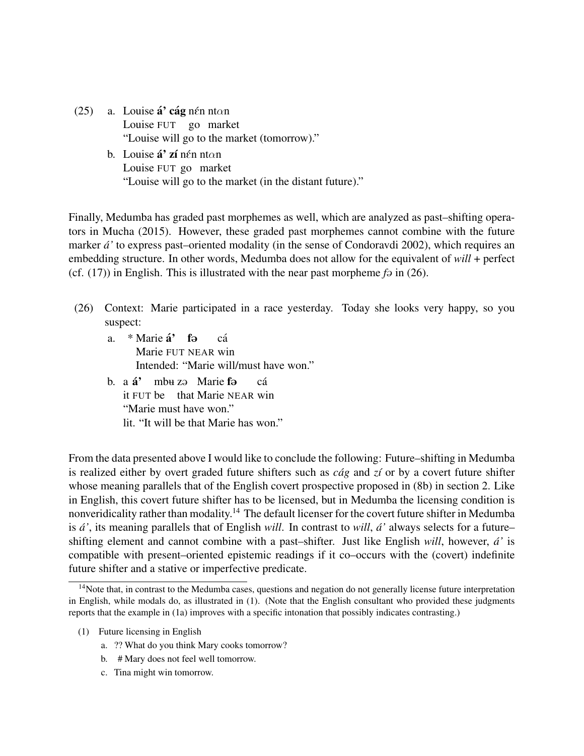(25) a. Louise **á' cág** nɛ́n ntɑn
Louise FUT go market
"Louise will go to the market (tomorrow)."

b. Louise **á' zí** nɛ́n ntɑn
Louise FUT go market
"Louise will go to the market (in the distant future)."

Finally, Medumba has graded past morphemes as well, which are analyzed as past–shifting operators in Mucha (2015). However, these graded past morphemes cannot combine with the future marker *á'* to express past–oriented modality (in the sense of Condoravdi 2002), which requires an embedding structure. In other words, Medumba does not allow for the equivalent of *will* + perfect (cf. (17)) in English. This is illustrated with the near past morpheme *fə* in (26).

(26) Context: Marie participated in a race yesterday. Today she looks very happy, so you suspect:

a. * Marie **á'** **fə** cá
Marie FUT NEAR win
Intended: "Marie will/must have won."

b. a **á'** mbʉ zə Marie **fə** cá
it FUT be that Marie NEAR win
"Marie must have won."
lit. "It will be that Marie has won."

From the data presented above I would like to conclude the following: Future–shifting in Medumba is realized either by overt graded future shifters such as *cág* and *zí* or by a covert future shifter whose meaning parallels that of the English covert prospective proposed in (8b) in section 2. Like in English, this covert future shifter has to be licensed, but in Medumba the licensing condition is nonveridicality rather than modality.[14] The default licenser for the covert future shifter in Medumba is *á'*, its meaning parallels that of English *will*. In contrast to *will*, *á'* always selects for a future–shifting element and cannot combine with a past–shifter. Just like English *will*, however, *á'* is compatible with present–oriented epistemic readings if it co–occurs with the (covert) indefinite future shifter and a stative or imperfective predicate.

---

[14]Note that, in contrast to the Medumba cases, questions and negation do not generally license future interpretation in English, while modals do, as illustrated in (1). (Note that the English consultant who provided these judgments reports that the example in (1a) improves with a specific intonation that possibly indicates contrasting.)

(1) Future licensing in English

a. ?? What do you think Mary cooks tomorrow?

b. # Mary does not feel well tomorrow.

c. Tina might win tomorrow.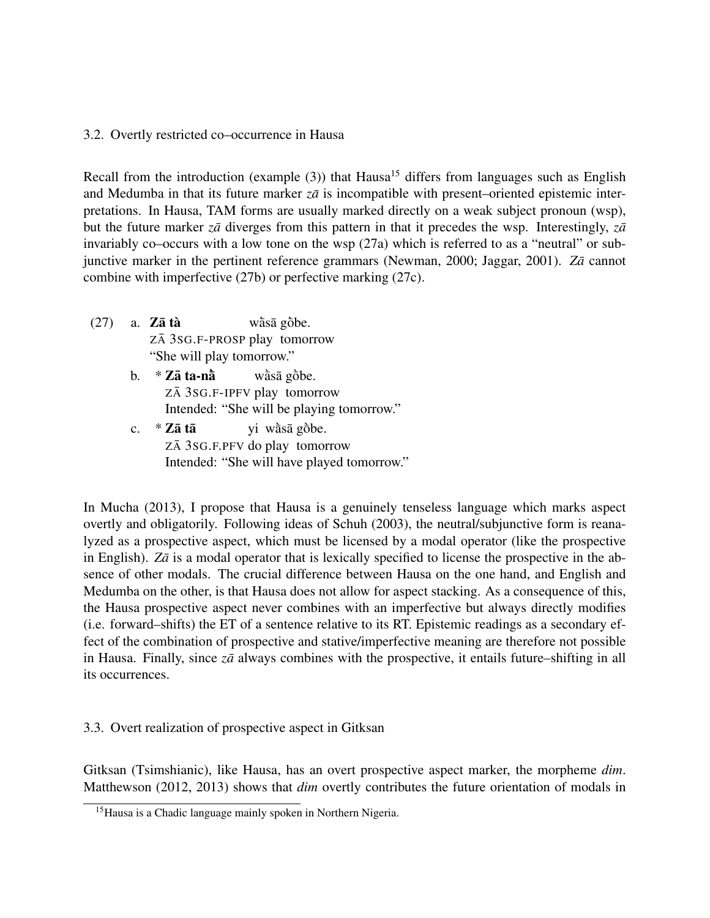### 3.2. Overtly restricted co–occurrence in Hausa

Recall from the introduction (example (3)) that Hausa[15] differs from languages such as English and Medumba in that its future marker *zā* is incompatible with present–oriented epistemic interpretations. In Hausa, TAM forms are usually marked directly on a weak subject pronoun (wsp), but the future marker *zā* diverges from this pattern in that it precedes the wsp. Interestingly, *zā* invariably co–occurs with a low tone on the wsp (27a) which is referred to as a "neutral" or subjunctive marker in the pertinent reference grammars (Newman, 2000; Jaggar, 2001). *Zā* cannot combine with imperfective (27b) or perfective marking (27c).

(27) a. **Zā tà** wàsā gòbe.
  ZĀ 3SG.F-PROSP play tomorrow
  "She will play tomorrow."

 b. * **Zā ta-nằ** wàsā gòbe.
  ZĀ 3SG.F-IPFV play tomorrow
  Intended: "She will be playing tomorrow."

 c. * **Zā tā** yi wằsā gòbe.
  ZĀ 3SG.F.PFV do play tomorrow
  Intended: "She will have played tomorrow."

In Mucha (2013), I propose that Hausa is a genuinely tenseless language which marks aspect overtly and obligatorily. Following ideas of Schuh (2003), the neutral/subjunctive form is reanalyzed as a prospective aspect, which must be licensed by a modal operator (like the prospective in English). *Zā* is a modal operator that is lexically specified to license the prospective in the absence of other modals. The crucial difference between Hausa on the one hand, and English and Medumba on the other, is that Hausa does not allow for aspect stacking. As a consequence of this, the Hausa prospective aspect never combines with an imperfective but always directly modifies (i.e. forward–shifts) the ET of a sentence relative to its RT. Epistemic readings as a secondary effect of the combination of prospective and stative/imperfective meaning are therefore not possible in Hausa. Finally, since *zā* always combines with the prospective, it entails future–shifting in all its occurrences.

### 3.3. Overt realization of prospective aspect in Gitksan

Gitksan (Tsimshianic), like Hausa, has an overt prospective aspect marker, the morpheme *dim*. Matthewson (2012, 2013) shows that *dim* overtly contributes the future orientation of modals in

[15] Hausa is a Chadic language mainly spoken in Northern Nigeria.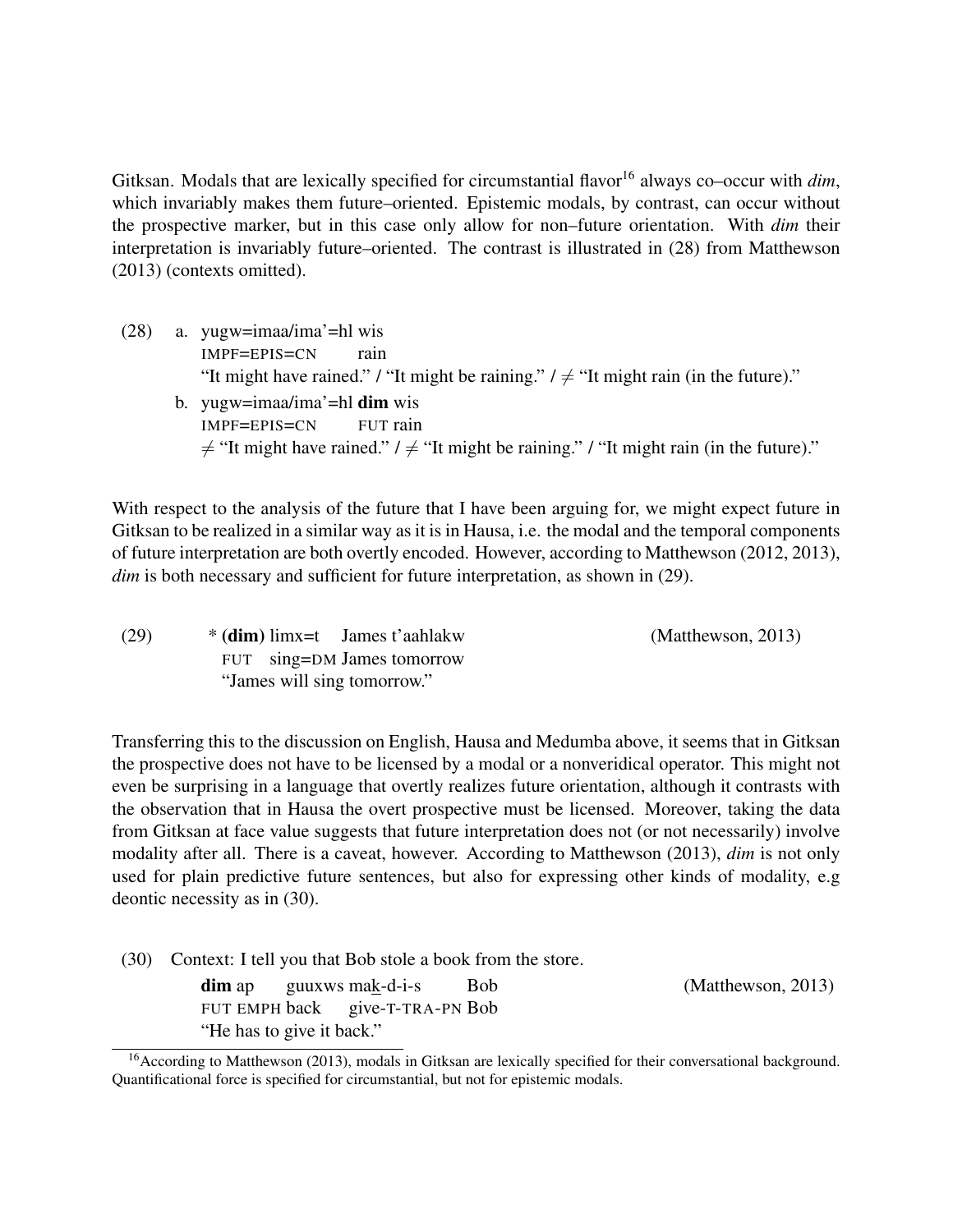Gitksan. Modals that are lexically specified for circumstantial flavor[16] always co–occur with *dim*, which invariably makes them future–oriented. Epistemic modals, by contrast, can occur without the prospective marker, but in this case only allow for non–future orientation. With *dim* their interpretation is invariably future–oriented. The contrast is illustrated in (28) from Matthewson (2013) (contexts omitted).

(28) a. yugw=imaa/ima'=hl wis
IMPF=EPIS=CN rain
"It might have rained." / "It might be raining." / ≠ "It might rain (in the future)."

b. yugw=imaa/ima'=hl **dim** wis
IMPF=EPIS=CN FUT rain
≠ "It might have rained." / ≠ "It might be raining." / "It might rain (in the future)."

With respect to the analysis of the future that I have been arguing for, we might expect future in Gitksan to be realized in a similar way as it is in Hausa, i.e. the modal and the temporal components of future interpretation are both overtly encoded. However, according to Matthewson (2012, 2013), *dim* is both necessary and sufficient for future interpretation, as shown in (29).

(29) * (**dim**) limx=t James t'aahlakw (Matthewson, 2013)
FUT sing=DM James tomorrow
"James will sing tomorrow."

Transferring this to the discussion on English, Hausa and Medumba above, it seems that in Gitksan the prospective does not have to be licensed by a modal or a nonveridical operator. This might not even be surprising in a language that overtly realizes future orientation, although it contrasts with the observation that in Hausa the overt prospective must be licensed. Moreover, taking the data from Gitksan at face value suggests that future interpretation does not (or not necessarily) involve modality after all. There is a caveat, however. According to Matthewson (2013), *dim* is not only used for plain predictive future sentences, but also for expressing other kinds of modality, e.g deontic necessity as in (30).

(30) Context: I tell you that Bob stole a book from the store.
**dim** ap guuxws mak-d-i-s Bob (Matthewson, 2013)
FUT EMPH back give-T-TRA-PN Bob
"He has to give it back."

[16]According to Matthewson (2013), modals in Gitksan are lexically specified for their conversational background. Quantificational force is specified for circumstantial, but not for epistemic modals.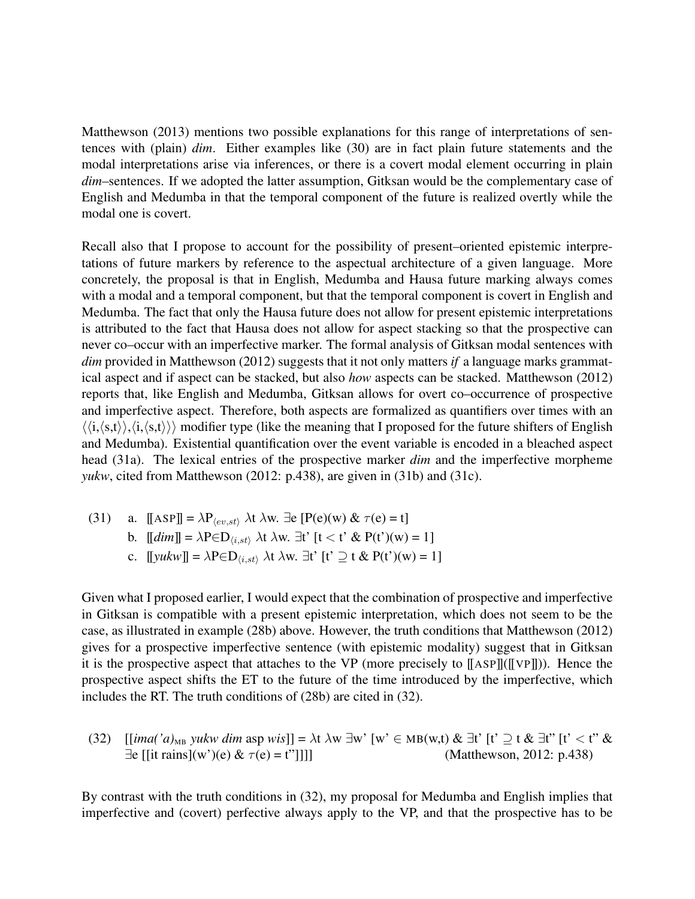Matthewson (2013) mentions two possible explanations for this range of interpretations of sentences with (plain) *dim*. Either examples like (30) are in fact plain future statements and the modal interpretations arise via inferences, or there is a covert modal element occurring in plain *dim*–sentences. If we adopted the latter assumption, Gitksan would be the complementary case of English and Medumba in that the temporal component of the future is realized overtly while the modal one is covert.

Recall also that I propose to account for the possibility of present–oriented epistemic interpretations of future markers by reference to the aspectual architecture of a given language. More concretely, the proposal is that in English, Medumba and Hausa future marking always comes with a modal and a temporal component, but that the temporal component is covert in English and Medumba. The fact that only the Hausa future does not allow for present epistemic interpretations is attributed to the fact that Hausa does not allow for aspect stacking so that the prospective can never co–occur with an imperfective marker. The formal analysis of Gitksan modal sentences with *dim* provided in Matthewson (2012) suggests that it not only matters *if* a language marks grammatical aspect and if aspect can be stacked, but also *how* aspects can be stacked. Matthewson (2012) reports that, like English and Medumba, Gitksan allows for overt co–occurrence of prospective and imperfective aspect. Therefore, both aspects are formalized as quantifiers over times with an $\langle\langle i,\langle s,t\rangle\rangle,\langle i,\langle s,t\rangle\rangle\rangle$ modifier type (like the meaning that I proposed for the future shifters of English and Medumba). Existential quantification over the event variable is encoded in a bleached aspect head (31a). The lexical entries of the prospective marker *dim* and the imperfective morpheme *yukw*, cited from Matthewson (2012: p.438), are given in (31b) and (31c).

(31) a. $[\![\text{ASP}]\!] = \lambda P_{\langle ev,st\rangle}\ \lambda t\ \lambda w.\ \exists e\ [P(e)(w)\ \&\ \tau(e) = t]$

b. $[\![\textit{dim}]\!] = \lambda P{\in}D_{\langle i,st\rangle}\ \lambda t\ \lambda w.\ \exists t'\ [t < t'\ \&\ P(t')(w) = 1]$

c. $[\![\textit{yukw}]\!] = \lambda P{\in}D_{\langle i,st\rangle}\ \lambda t\ \lambda w.\ \exists t'\ [t' \supseteq t\ \&\ P(t')(w) = 1]$

Given what I proposed earlier, I would expect that the combination of prospective and imperfective in Gitksan is compatible with a present epistemic interpretation, which does not seem to be the case, as illustrated in example (28b) above. However, the truth conditions that Matthewson (2012) gives for a prospective imperfective sentence (with epistemic modality) suggest that in Gitksan it is the prospective aspect that attaches to the VP (more precisely to $[\![\text{ASP}]\!]([\![\text{VP}]\!])$). Hence the prospective aspect shifts the ET to the future of the time introduced by the imperfective, which includes the RT. The truth conditions of (28b) are cited in (32).

(32) $[[\textit{ima('a)}_{\text{MB}}\ \textit{yukw dim}\ \text{asp}\ \textit{wis}]] = \lambda t\ \lambda w\ \exists w'\ [w' \in \text{MB}(w,t)\ \&\ \exists t'\ [t' \supseteq t\ \&\ \exists t''\ [t' < t''\ \&\ \exists e\ [[\text{it rains}](w')(e)\ \&\ \tau(e) = t'']]]]$ (Matthewson, 2012: p.438)

By contrast with the truth conditions in (32), my proposal for Medumba and English implies that imperfective and (covert) perfective always apply to the VP, and that the prospective has to be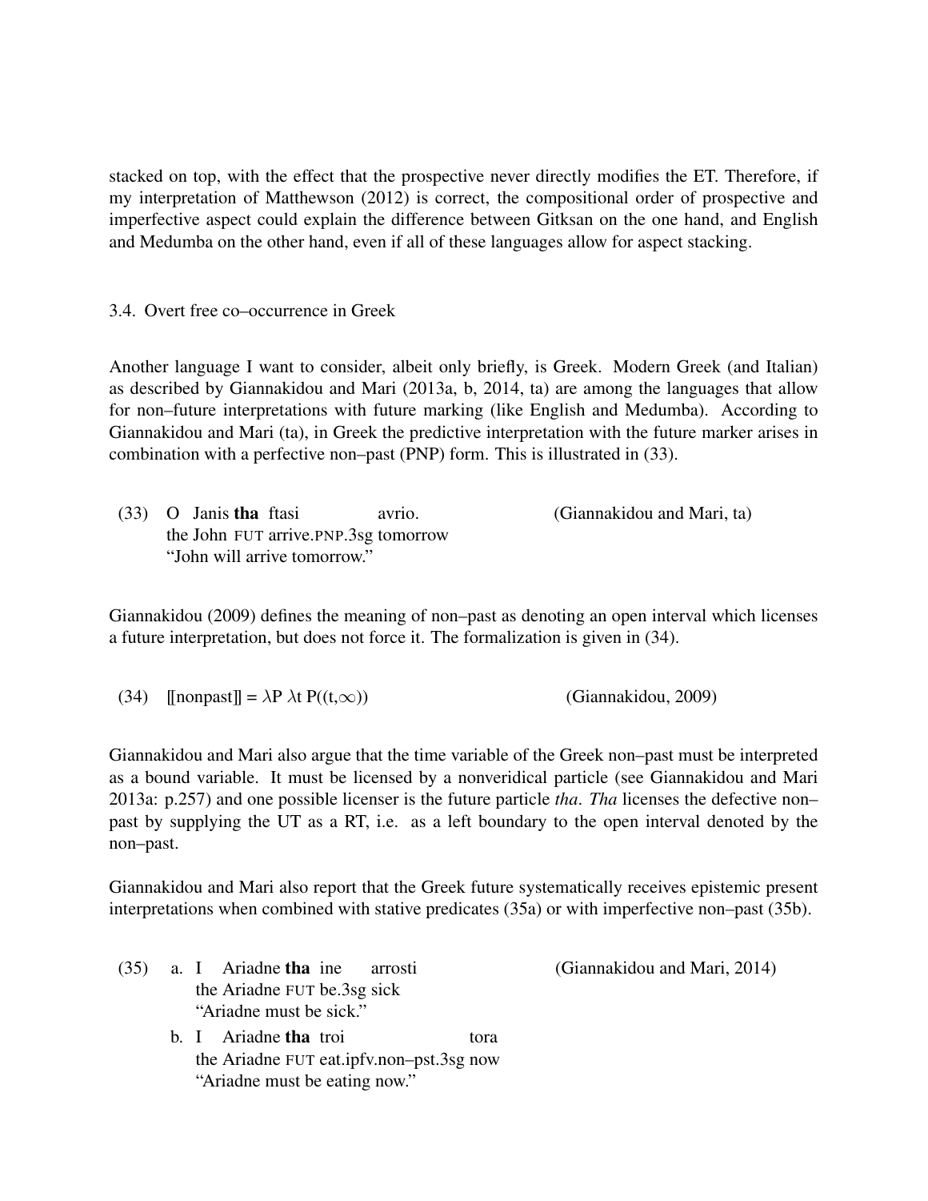stacked on top, with the effect that the prospective never directly modifies the ET. Therefore, if my interpretation of Matthewson (2012) is correct, the compositional order of prospective and imperfective aspect could explain the difference between Gitksan on the one hand, and English and Medumba on the other hand, even if all of these languages allow for aspect stacking.

### 3.4. Overt free co–occurrence in Greek

Another language I want to consider, albeit only briefly, is Greek. Modern Greek (and Italian) as described by Giannakidou and Mari (2013a, b, 2014, ta) are among the languages that allow for non–future interpretations with future marking (like English and Medumba). According to Giannakidou and Mari (ta), in Greek the predictive interpretation with the future marker arises in combination with a perfective non–past (PNP) form. This is illustrated in (33).

(33) O Janis **tha** ftasi avrio. (Giannakidou and Mari, ta)
the John FUT arrive.PNP.3sg tomorrow
"John will arrive tomorrow."

Giannakidou (2009) defines the meaning of non–past as denoting an open interval which licenses a future interpretation, but does not force it. The formalization is given in (34).

(34) $[\![\text{nonpast}]\!] = \lambda P\ \lambda t\ P((t,\infty))$ (Giannakidou, 2009)

Giannakidou and Mari also argue that the time variable of the Greek non–past must be interpreted as a bound variable. It must be licensed by a nonveridical particle (see Giannakidou and Mari 2013a: p.257) and one possible licenser is the future particle *tha*. *Tha* licenses the defective non–past by supplying the UT as a RT, i.e. as a left boundary to the open interval denoted by the non–past.

Giannakidou and Mari also report that the Greek future systematically receives epistemic present interpretations when combined with stative predicates (35a) or with imperfective non–past (35b).

(35) a. I Ariadne **tha** ine arrosti (Giannakidou and Mari, 2014)
the Ariadne FUT be.3sg sick
"Ariadne must be sick."

b. I Ariadne **tha** troi tora
the Ariadne FUT eat.ipfv.non–pst.3sg now
"Ariadne must be eating now."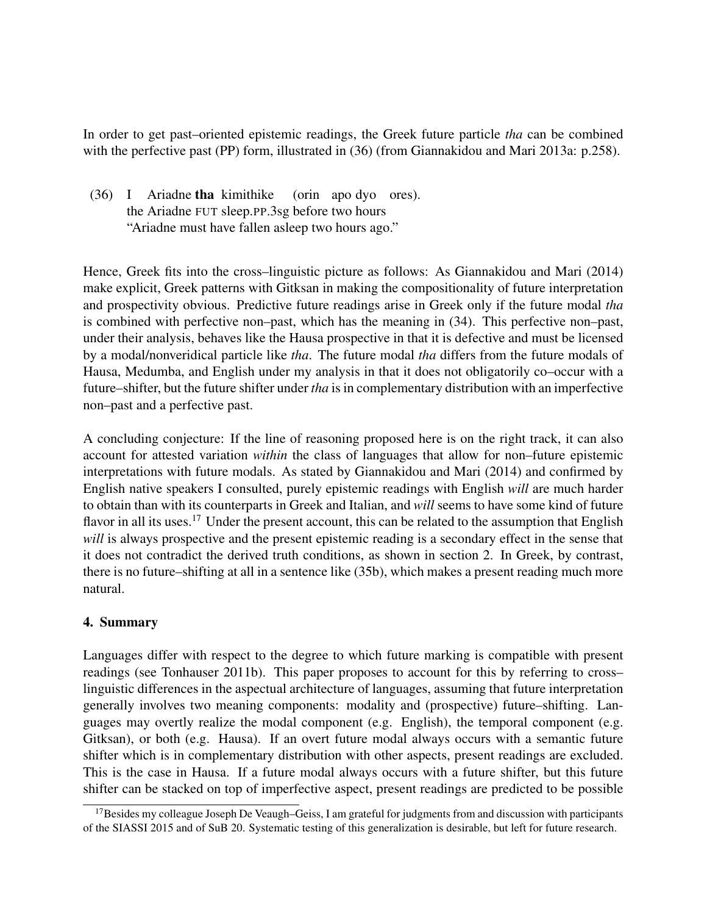In order to get past–oriented epistemic readings, the Greek future particle *tha* can be combined with the perfective past (PP) form, illustrated in (36) (from Giannakidou and Mari 2013a: p.258).

(36) I Ariadne **tha** kimithike (orin apo dyo ores).
the Ariadne FUT sleep.PP.3sg before two hours
"Ariadne must have fallen asleep two hours ago."

Hence, Greek fits into the cross–linguistic picture as follows: As Giannakidou and Mari (2014) make explicit, Greek patterns with Gitksan in making the compositionality of future interpretation and prospectivity obvious. Predictive future readings arise in Greek only if the future modal *tha* is combined with perfective non–past, which has the meaning in (34). This perfective non–past, under their analysis, behaves like the Hausa prospective in that it is defective and must be licensed by a modal/nonveridical particle like *tha*. The future modal *tha* differs from the future modals of Hausa, Medumba, and English under my analysis in that it does not obligatorily co–occur with a future–shifter, but the future shifter under *tha* is in complementary distribution with an imperfective non–past and a perfective past.

A concluding conjecture: If the line of reasoning proposed here is on the right track, it can also account for attested variation *within* the class of languages that allow for non–future epistemic interpretations with future modals. As stated by Giannakidou and Mari (2014) and confirmed by English native speakers I consulted, purely epistemic readings with English *will* are much harder to obtain than with its counterparts in Greek and Italian, and *will* seems to have some kind of future flavor in all its uses.[17] Under the present account, this can be related to the assumption that English *will* is always prospective and the present epistemic reading is a secondary effect in the sense that it does not contradict the derived truth conditions, as shown in section 2. In Greek, by contrast, there is no future–shifting at all in a sentence like (35b), which makes a present reading much more natural.

## 4. Summary

Languages differ with respect to the degree to which future marking is compatible with present readings (see Tonhauser 2011b). This paper proposes to account for this by referring to cross–linguistic differences in the aspectual architecture of languages, assuming that future interpretation generally involves two meaning components: modality and (prospective) future–shifting. Languages may overtly realize the modal component (e.g. English), the temporal component (e.g. Gitksan), or both (e.g. Hausa). If an overt future modal always occurs with a semantic future shifter which is in complementary distribution with other aspects, present readings are excluded. This is the case in Hausa. If a future modal always occurs with a future shifter, but this future shifter can be stacked on top of imperfective aspect, present readings are predicted to be possible

[17] Besides my colleague Joseph De Veaugh–Geiss, I am grateful for judgments from and discussion with participants of the SIASSI 2015 and of SuB 20. Systematic testing of this generalization is desirable, but left for future research.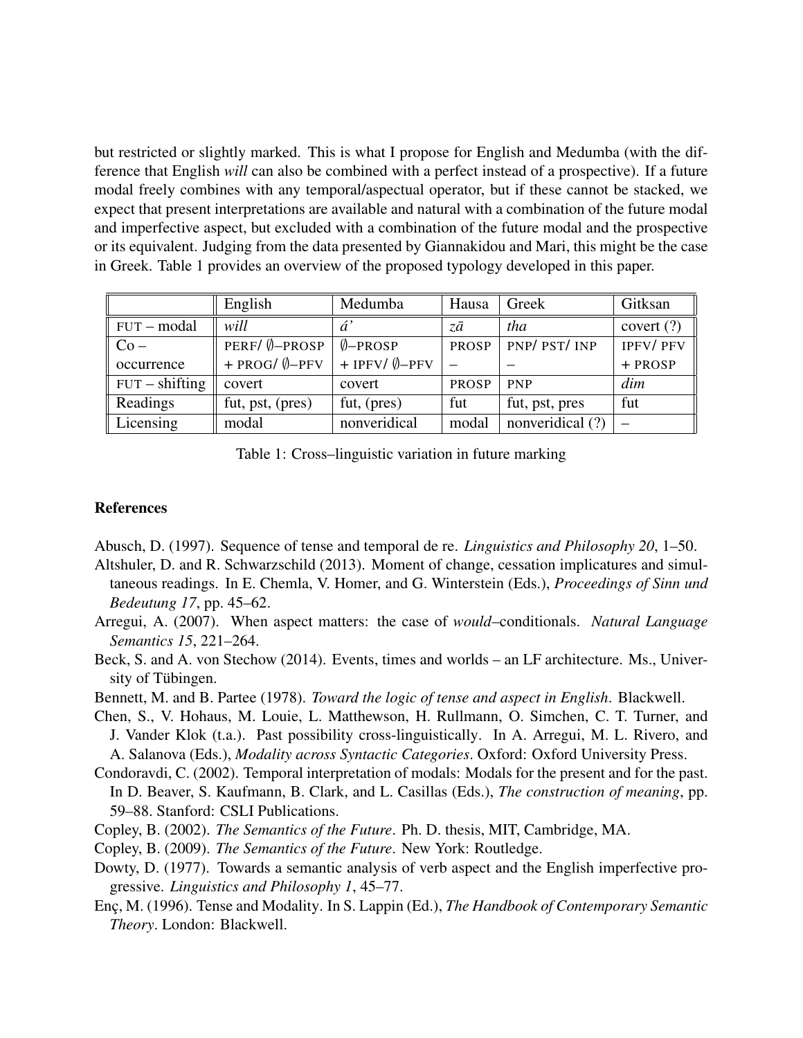but restricted or slightly marked. This is what I propose for English and Medumba (with the difference that English *will* can also be combined with a perfect instead of a prospective). If a future modal freely combines with any temporal/aspectual operator, but if these cannot be stacked, we expect that present interpretations are available and natural with a combination of the future modal and imperfective aspect, but excluded with a combination of the future modal and the prospective or its equivalent. Judging from the data presented by Giannakidou and Mari, this might be the case in Greek. Table 1 provides an overview of the proposed typology developed in this paper.

| | English | Medumba | Hausa | Greek | Gitksan |
|---|---|---|---|---|---|
| FUT – modal | *will* | *á'* | *zā* | *tha* | covert (?) |
| Co – occurrence | PERF/ ∅–PROSP + PROG/ ∅–PFV | ∅–PROSP + IPFV/ ∅–PFV | PROSP – | PNP/ PST/ INP – | IPFV/ PFV + PROSP |
| FUT – shifting | covert | covert | PROSP | PNP | *dim* |
| Readings | fut, pst, (pres) | fut, (pres) | fut | fut, pst, pres | fut |
| Licensing | modal | nonveridical | modal | nonveridical (?) | – |

Table 1: Cross–linguistic variation in future marking

## References

Abusch, D. (1997). Sequence of tense and temporal de re. *Linguistics and Philosophy 20*, 1–50.

Altshuler, D. and R. Schwarzschild (2013). Moment of change, cessation implicatures and simultaneous readings. In E. Chemla, V. Homer, and G. Winterstein (Eds.), *Proceedings of Sinn und Bedeutung 17*, pp. 45–62.

Arregui, A. (2007). When aspect matters: the case of *would*–conditionals. *Natural Language Semantics 15*, 221–264.

Beck, S. and A. von Stechow (2014). Events, times and worlds – an LF architecture. Ms., University of Tübingen.

Bennett, M. and B. Partee (1978). *Toward the logic of tense and aspect in English*. Blackwell.

Chen, S., V. Hohaus, M. Louie, L. Matthewson, H. Rullmann, O. Simchen, C. T. Turner, and J. Vander Klok (t.a.). Past possibility cross-linguistically. In A. Arregui, M. L. Rivero, and A. Salanova (Eds.), *Modality across Syntactic Categories*. Oxford: Oxford University Press.

Condoravdi, C. (2002). Temporal interpretation of modals: Modals for the present and for the past. In D. Beaver, S. Kaufmann, B. Clark, and L. Casillas (Eds.), *The construction of meaning*, pp. 59–88. Stanford: CSLI Publications.

Copley, B. (2002). *The Semantics of the Future*. Ph. D. thesis, MIT, Cambridge, MA.

Copley, B. (2009). *The Semantics of the Future*. New York: Routledge.

Dowty, D. (1977). Towards a semantic analysis of verb aspect and the English imperfective progressive. *Linguistics and Philosophy 1*, 45–77.

Enç, M. (1996). Tense and Modality. In S. Lappin (Ed.), *The Handbook of Contemporary Semantic Theory*. London: Blackwell.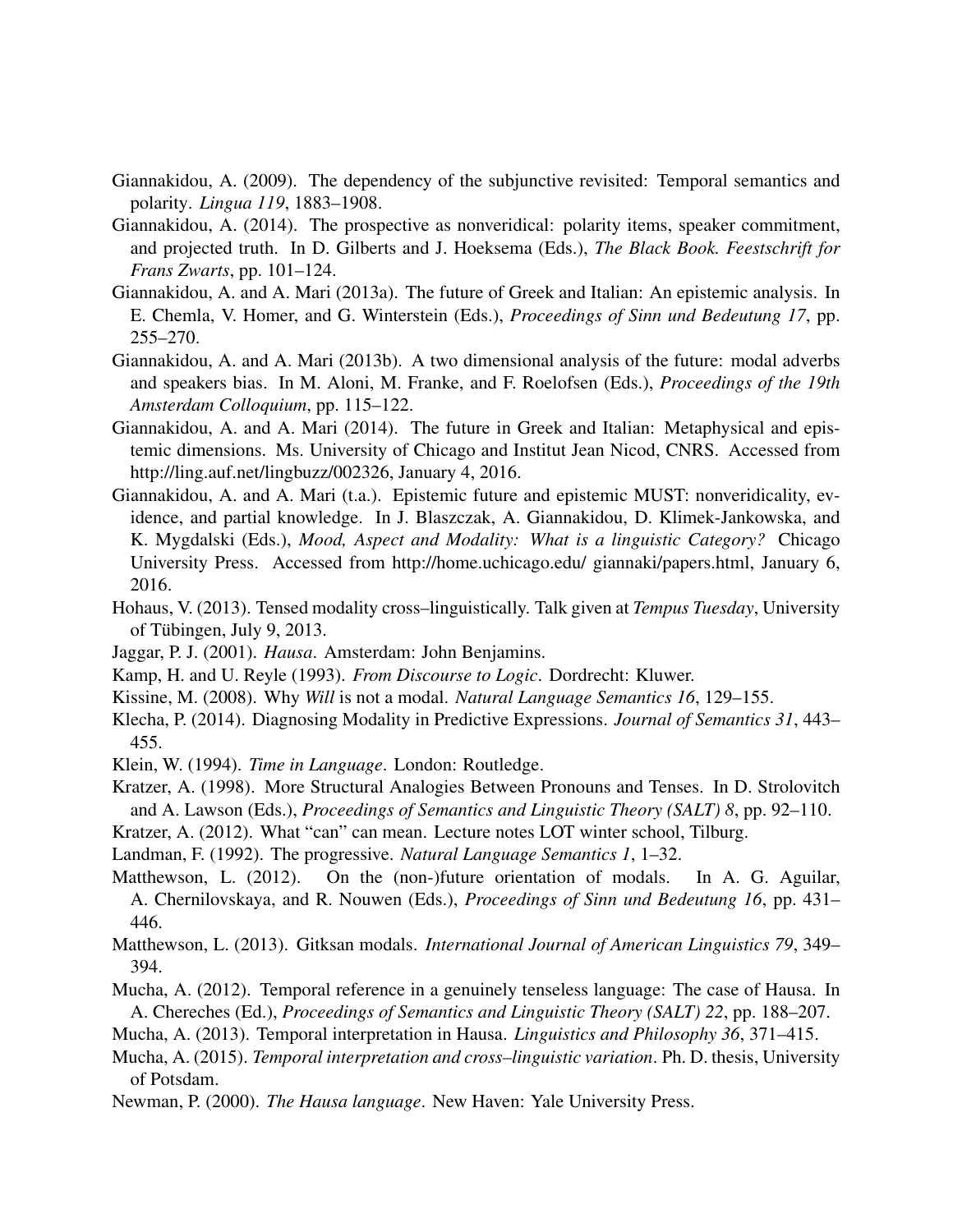Giannakidou, A. (2009). The dependency of the subjunctive revisited: Temporal semantics and polarity. *Lingua 119*, 1883–1908.

Giannakidou, A. (2014). The prospective as nonveridical: polarity items, speaker commitment, and projected truth. In D. Gilberts and J. Hoeksema (Eds.), *The Black Book. Feestschrift for Frans Zwarts*, pp. 101–124.

Giannakidou, A. and A. Mari (2013a). The future of Greek and Italian: An epistemic analysis. In E. Chemla, V. Homer, and G. Winterstein (Eds.), *Proceedings of Sinn und Bedeutung 17*, pp. 255–270.

Giannakidou, A. and A. Mari (2013b). A two dimensional analysis of the future: modal adverbs and speakers bias. In M. Aloni, M. Franke, and F. Roelofsen (Eds.), *Proceedings of the 19th Amsterdam Colloquium*, pp. 115–122.

Giannakidou, A. and A. Mari (2014). The future in Greek and Italian: Metaphysical and epistemic dimensions. Ms. University of Chicago and Institut Jean Nicod, CNRS. Accessed from http://ling.auf.net/lingbuzz/002326, January 4, 2016.

Giannakidou, A. and A. Mari (t.a.). Epistemic future and epistemic MUST: nonveridicality, evidence, and partial knowledge. In J. Blaszczak, A. Giannakidou, D. Klimek-Jankowska, and K. Mygdalski (Eds.), *Mood, Aspect and Modality: What is a linguistic Category?* Chicago University Press. Accessed from http://home.uchicago.edu/ giannaki/papers.html, January 6, 2016.

Hohaus, V. (2013). Tensed modality cross–linguistically. Talk given at *Tempus Tuesday*, University of Tübingen, July 9, 2013.

Jaggar, P. J. (2001). *Hausa*. Amsterdam: John Benjamins.

Kamp, H. and U. Reyle (1993). *From Discourse to Logic*. Dordrecht: Kluwer.

Kissine, M. (2008). Why *Will* is not a modal. *Natural Language Semantics 16*, 129–155.

Klecha, P. (2014). Diagnosing Modality in Predictive Expressions. *Journal of Semantics 31*, 443–455.

Klein, W. (1994). *Time in Language*. London: Routledge.

Kratzer, A. (1998). More Structural Analogies Between Pronouns and Tenses. In D. Strolovitch and A. Lawson (Eds.), *Proceedings of Semantics and Linguistic Theory (SALT) 8*, pp. 92–110.

Kratzer, A. (2012). What "can" can mean. Lecture notes LOT winter school, Tilburg.

Landman, F. (1992). The progressive. *Natural Language Semantics 1*, 1–32.

Matthewson, L. (2012). On the (non-)future orientation of modals. In A. G. Aguilar, A. Chernilovskaya, and R. Nouwen (Eds.), *Proceedings of Sinn und Bedeutung 16*, pp. 431–446.

Matthewson, L. (2013). Gitksan modals. *International Journal of American Linguistics 79*, 349–394.

Mucha, A. (2012). Temporal reference in a genuinely tenseless language: The case of Hausa. In A. Chereches (Ed.), *Proceedings of Semantics and Linguistic Theory (SALT) 22*, pp. 188–207.

Mucha, A. (2013). Temporal interpretation in Hausa. *Linguistics and Philosophy 36*, 371–415.

Mucha, A. (2015). *Temporal interpretation and cross–linguistic variation*. Ph. D. thesis, University of Potsdam.

Newman, P. (2000). *The Hausa language*. New Haven: Yale University Press.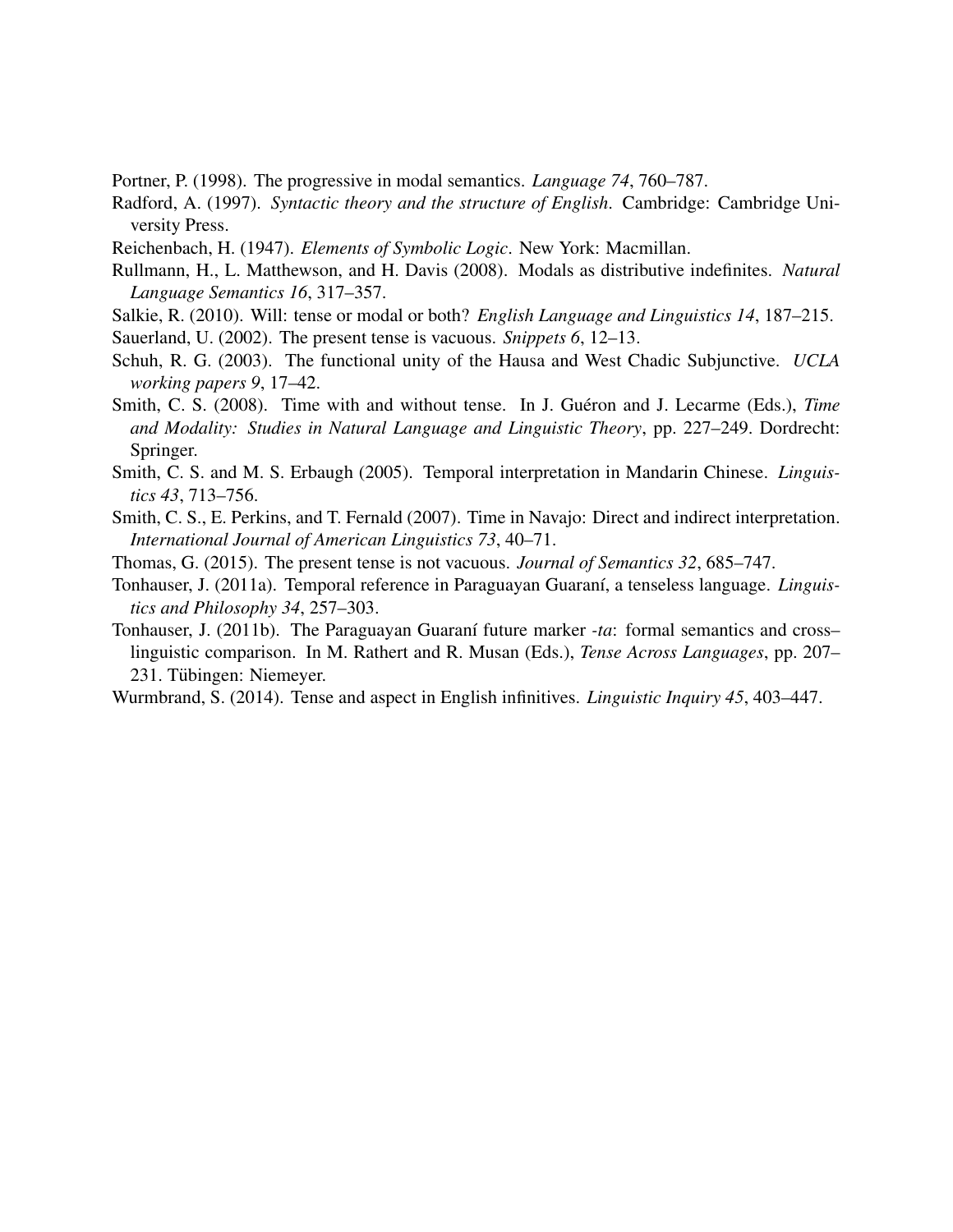Portner, P. (1998). The progressive in modal semantics. *Language 74*, 760–787.

Radford, A. (1997). *Syntactic theory and the structure of English*. Cambridge: Cambridge University Press.

Reichenbach, H. (1947). *Elements of Symbolic Logic*. New York: Macmillan.

Rullmann, H., L. Matthewson, and H. Davis (2008). Modals as distributive indefinites. *Natural Language Semantics 16*, 317–357.

Salkie, R. (2010). Will: tense or modal or both? *English Language and Linguistics 14*, 187–215.

Sauerland, U. (2002). The present tense is vacuous. *Snippets 6*, 12–13.

Schuh, R. G. (2003). The functional unity of the Hausa and West Chadic Subjunctive. *UCLA working papers 9*, 17–42.

Smith, C. S. (2008). Time with and without tense. In J. Guéron and J. Lecarme (Eds.), *Time and Modality: Studies in Natural Language and Linguistic Theory*, pp. 227–249. Dordrecht: Springer.

Smith, C. S. and M. S. Erbaugh (2005). Temporal interpretation in Mandarin Chinese. *Linguistics 43*, 713–756.

Smith, C. S., E. Perkins, and T. Fernald (2007). Time in Navajo: Direct and indirect interpretation. *International Journal of American Linguistics 73*, 40–71.

Thomas, G. (2015). The present tense is not vacuous. *Journal of Semantics 32*, 685–747.

Tonhauser, J. (2011a). Temporal reference in Paraguayan Guaraní, a tenseless language. *Linguistics and Philosophy 34*, 257–303.

Tonhauser, J. (2011b). The Paraguayan Guaraní future marker *-ta*: formal semantics and cross–linguistic comparison. In M. Rathert and R. Musan (Eds.), *Tense Across Languages*, pp. 207–231. Tübingen: Niemeyer.

Wurmbrand, S. (2014). Tense and aspect in English infinitives. *Linguistic Inquiry 45*, 403–447.